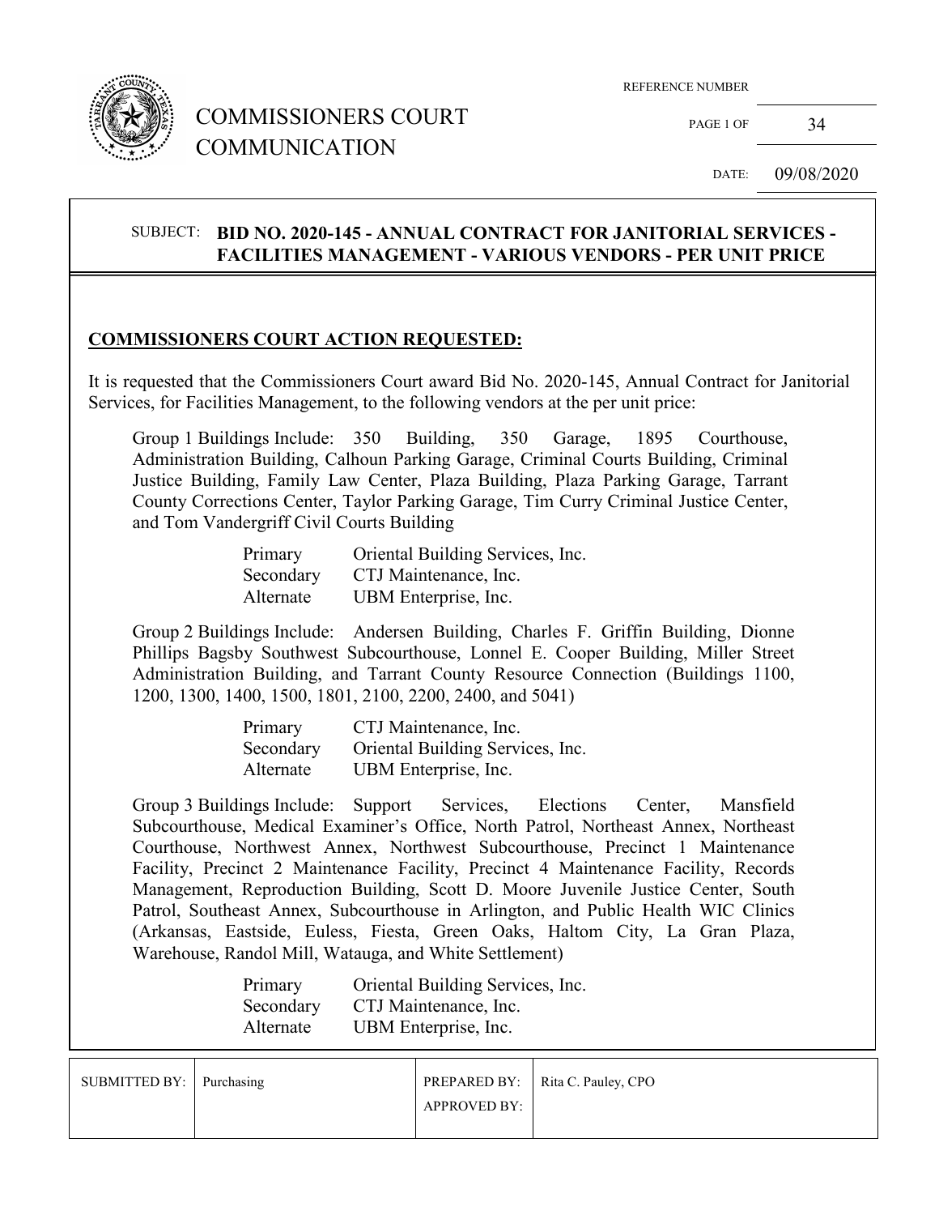# COMMISSIONERS COURT COMMUNICATION

REFERENCE NUMBER: 34

DATE: 09/08/2020

SUBJECT: **BID NO. 2020-145 - ANNUAL CONTRACT FOR JANITORIAL SERVICES - FACILITIES MANAGEMENT - VARIOUS VENDORS - PER UNIT PRICE**

## COMMISSIONERS COURT ACTION REQUESTED:

It is requested that the Commissioners Court award Bid No. 2020-145, Annual Contract for Janitorial Services, for Facilities Management, to the following vendors at the per unit price:

Group 1 Buildings Include: 350 Building, 350 Garage, 1895 Courthouse, Administration Building, Calhoun Parking Garage, Criminal Courts Building, Criminal Justice Building, Family Law Center, Plaza Building, Plaza Parking Garage, Tarrant County Corrections Center, Taylor Parking Garage, Tim Curry Criminal Justice Center, and Tom Vandergriff Civil Courts Building

| | |
|---|---|
| Primary | Oriental Building Services, Inc. |
| Secondary | CTJ Maintenance, Inc. |
| Alternate | UBM Enterprise, Inc. |

Group 2 Buildings Include: Andersen Building, Charles F. Griffin Building, Dionne Phillips Bagsby Southwest Subcourthouse, Lonnel E. Cooper Building, Miller Street Administration Building, and Tarrant County Resource Connection (Buildings 1100, 1200, 1300, 1400, 1500, 1801, 2100, 2200, 2400, and 5041)

| | |
|---|---|
| Primary | CTJ Maintenance, Inc. |
| Secondary | Oriental Building Services, Inc. |
| Alternate | UBM Enterprise, Inc. |

Group 3 Buildings Include: Support Services, Elections Center, Mansfield Subcourthouse, Medical Examiner's Office, North Patrol, Northeast Annex, Northeast Courthouse, Northwest Annex, Northwest Subcourthouse, Precinct 1 Maintenance Facility, Precinct 2 Maintenance Facility, Precinct 4 Maintenance Facility, Records Management, Reproduction Building, Scott D. Moore Juvenile Justice Center, South Patrol, Southeast Annex, Subcourthouse in Arlington, and Public Health WIC Clinics (Arkansas, Eastside, Euless, Fiesta, Green Oaks, Haltom City, La Gran Plaza, Warehouse, Randol Mill, Watauga, and White Settlement)

| | |
|---|---|
| Primary | Oriental Building Services, Inc. |
| Secondary | CTJ Maintenance, Inc. |
| Alternate | UBM Enterprise, Inc. |

| SUBMITTED BY: | Purchasing | PREPARED BY: | Rita C. Pauley, CPO |
|---|---|---|---|
| | | APPROVED BY: | |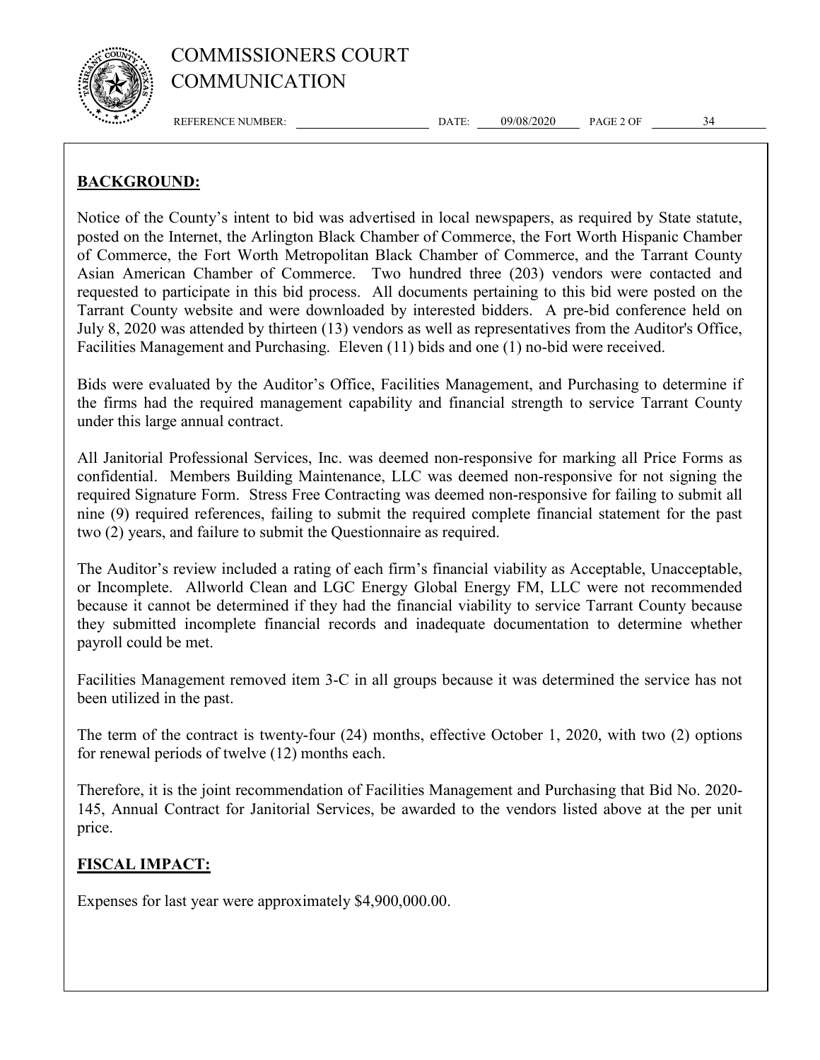## BACKGROUND:

Notice of the County's intent to bid was advertised in local newspapers, as required by State statute, posted on the Internet, the Arlington Black Chamber of Commerce, the Fort Worth Hispanic Chamber of Commerce, the Fort Worth Metropolitan Black Chamber of Commerce, and the Tarrant County Asian American Chamber of Commerce. Two hundred three (203) vendors were contacted and requested to participate in this bid process. All documents pertaining to this bid were posted on the Tarrant County website and were downloaded by interested bidders. A pre-bid conference held on July 8, 2020 was attended by thirteen (13) vendors as well as representatives from the Auditor's Office, Facilities Management and Purchasing. Eleven (11) bids and one (1) no-bid were received.

Bids were evaluated by the Auditor's Office, Facilities Management, and Purchasing to determine if the firms had the required management capability and financial strength to service Tarrant County under this large annual contract.

All Janitorial Professional Services, Inc. was deemed non-responsive for marking all Price Forms as confidential. Members Building Maintenance, LLC was deemed non-responsive for not signing the required Signature Form. Stress Free Contracting was deemed non-responsive for failing to submit all nine (9) required references, failing to submit the required complete financial statement for the past two (2) years, and failure to submit the Questionnaire as required.

The Auditor's review included a rating of each firm's financial viability as Acceptable, Unacceptable, or Incomplete. Allworld Clean and LGC Energy Global Energy FM, LLC were not recommended because it cannot be determined if they had the financial viability to service Tarrant County because they submitted incomplete financial records and inadequate documentation to determine whether payroll could be met.

Facilities Management removed item 3-C in all groups because it was determined the service has not been utilized in the past.

The term of the contract is twenty-four (24) months, effective October 1, 2020, with two (2) options for renewal periods of twelve (12) months each.

Therefore, it is the joint recommendation of Facilities Management and Purchasing that Bid No. 2020-145, Annual Contract for Janitorial Services, be awarded to the vendors listed above at the per unit price.

## FISCAL IMPACT:

Expenses for last year were approximately $4,900,000.00.